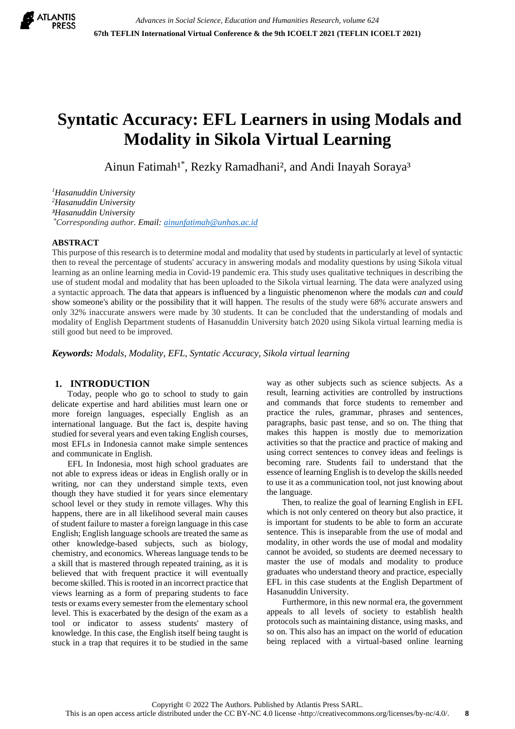# Syntatic Accuracy: EFL Learners in using Modals and Modality in Sikola Virtual Learning

Ainun Fatimah[1*], Rezky Ramadhani[2], and Andi Inayah Soraya[3]

[1]Hasanuddin University
[2]Hasanuddin University
[3]Hasanuddin University
[*]Corresponding author. Email: ainunfatimah@unhas.ac.id

## ABSTRACT

This purpose of this research is to determine modal and modality that used by students in particularly at level of syntactic then to reveal the percentage of students' accuracy in answering modals and modality questions by using Sikola vitual learning as an online learning media in Covid-19 pandemic era. This study uses qualitative techniques in describing the use of student modal and modality that has been uploaded to the Sikola virtual learning. The data were analyzed using a syntactic approach. The data that appears is influenced by a linguistic phenomenon where the modals *can* and *could* show someone's ability or the possibility that it will happen. The results of the study were 68% accurate answers and only 32% inaccurate answers were made by 30 students. It can be concluded that the understanding of modals and modality of English Department students of Hasanuddin University batch 2020 using Sikola virtual learning media is still good but need to be improved.

***Keywords:*** *Modals, Modality, EFL, Syntatic Accuracy, Sikola virtual learning*

## 1. INTRODUCTION

Today, people who go to school to study to gain delicate expertise and hard abilities must learn one or more foreign languages, especially English as an international language. But the fact is, despite having studied for several years and even taking English courses, most EFLs in Indonesia cannot make simple sentences and communicate in English.

EFL In Indonesia, most high school graduates are not able to express ideas or ideas in English orally or in writing, nor can they understand simple texts, even though they have studied it for years since elementary school level or they study in remote villages. Why this happens, there are in all likelihood several main causes of student failure to master a foreign language in this case English; English language schools are treated the same as other knowledge-based subjects, such as biology, chemistry, and economics. Whereas language tends to be a skill that is mastered through repeated training, as it is believed that with frequent practice it will eventually become skilled. This is rooted in an incorrect practice that views learning as a form of preparing students to face tests or exams every semester from the elementary school level. This is exacerbated by the design of the exam as a tool or indicator to assess students' mastery of knowledge. In this case, the English itself being taught is stuck in a trap that requires it to be studied in the same way as other subjects such as science subjects. As a result, learning activities are controlled by instructions and commands that force students to remember and practice the rules, grammar, phrases and sentences, paragraphs, basic past tense, and so on. The thing that makes this happen is mostly due to memorization activities so that the practice and practice of making and using correct sentences to convey ideas and feelings is becoming rare. Students fail to understand that the essence of learning English is to develop the skills needed to use it as a communication tool, not just knowing about the language.

Then, to realize the goal of learning English in EFL which is not only centered on theory but also practice, it is important for students to be able to form an accurate sentence. This is inseparable from the use of modal and modality, in other words the use of modal and modality cannot be avoided, so students are deemed necessary to master the use of modals and modality to produce graduates who understand theory and practice, especially EFL in this case students at the English Department of Hasanuddin University.

Furthermore, in this new normal era, the government appeals to all levels of society to establish health protocols such as maintaining distance, using masks, and so on. This also has an impact on the world of education being replaced with a virtual-based online learning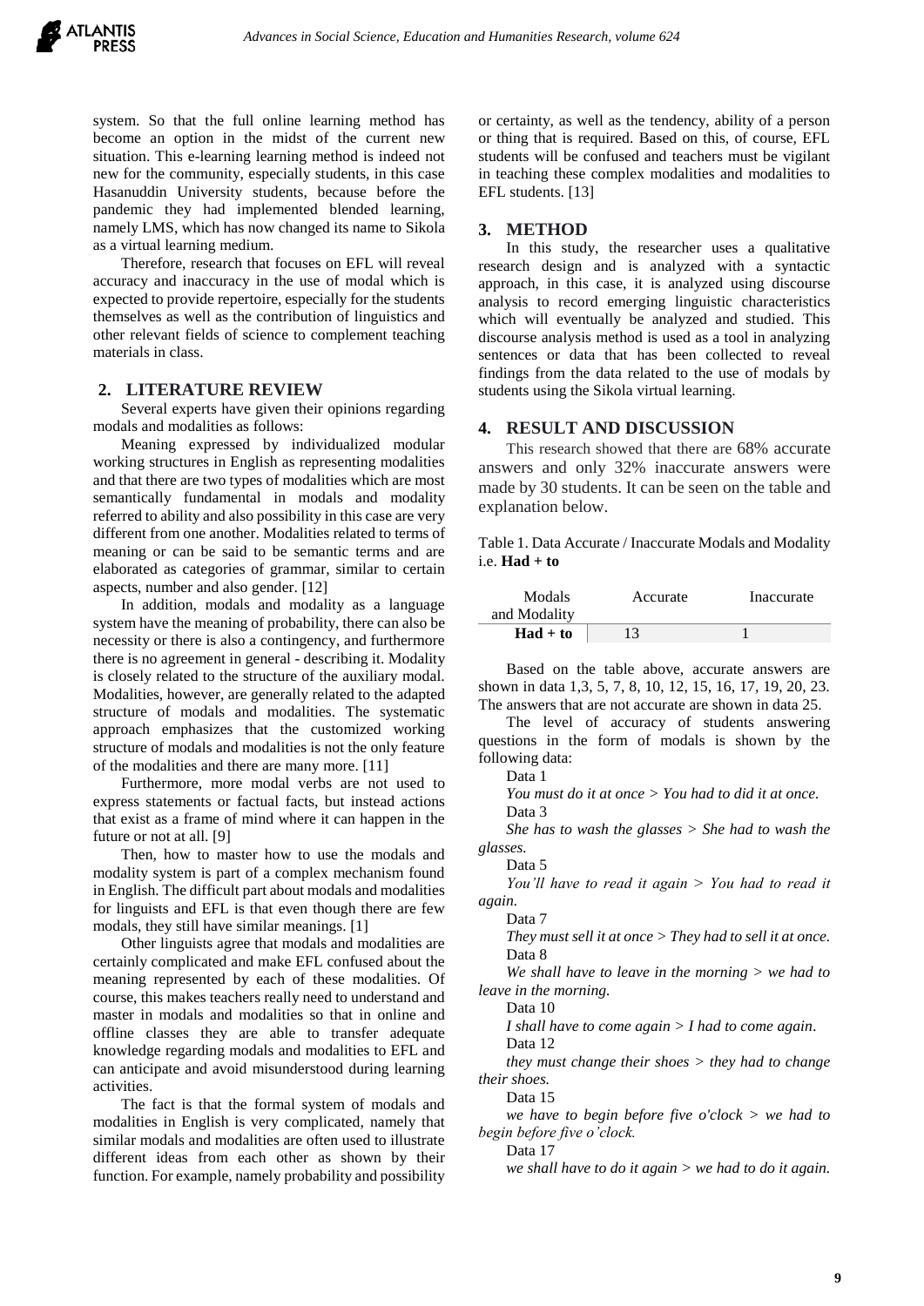system. So that the full online learning method has become an option in the midst of the current new situation. This e-learning learning method is indeed not new for the community, especially students, in this case Hasanuddin University students, because before the pandemic they had implemented blended learning, namely LMS, which has now changed its name to Sikola as a virtual learning medium.

Therefore, research that focuses on EFL will reveal accuracy and inaccuracy in the use of modal which is expected to provide repertoire, especially for the students themselves as well as the contribution of linguistics and other relevant fields of science to complement teaching materials in class.

## 2. LITERATURE REVIEW

Several experts have given their opinions regarding modals and modalities as follows:

Meaning expressed by individualized modular working structures in English as representing modalities and that there are two types of modalities which are most semantically fundamental in modals and modality referred to ability and also possibility in this case are very different from one another. Modalities related to terms of meaning or can be said to be semantic terms and are elaborated as categories of grammar, similar to certain aspects, number and also gender. [12]

In addition, modals and modality as a language system have the meaning of probability, there can also be necessity or there is also a contingency, and furthermore there is no agreement in general - describing it. Modality is closely related to the structure of the auxiliary modal. Modalities, however, are generally related to the adapted structure of modals and modalities. The systematic approach emphasizes that the customized working structure of modals and modalities is not the only feature of the modalities and there are many more. [11]

Furthermore, more modal verbs are not used to express statements or factual facts, but instead actions that exist as a frame of mind where it can happen in the future or not at all. [9]

Then, how to master how to use the modals and modality system is part of a complex mechanism found in English. The difficult part about modals and modalities for linguists and EFL is that even though there are few modals, they still have similar meanings. [1]

Other linguists agree that modals and modalities are certainly complicated and make EFL confused about the meaning represented by each of these modalities. Of course, this makes teachers really need to understand and master in modals and modalities so that in online and offline classes they are able to transfer adequate knowledge regarding modals and modalities to EFL and can anticipate and avoid misunderstood during learning activities.

The fact is that the formal system of modals and modalities in English is very complicated, namely that similar modals and modalities are often used to illustrate different ideas from each other as shown by their function. For example, namely probability and possibility or certainty, as well as the tendency, ability of a person or thing that is required. Based on this, of course, EFL students will be confused and teachers must be vigilant in teaching these complex modalities and modalities to EFL students. [13]

## 3. METHOD

In this study, the researcher uses a qualitative research design and is analyzed with a syntactic approach, in this case, it is analyzed using discourse analysis to record emerging linguistic characteristics which will eventually be analyzed and studied. This discourse analysis method is used as a tool in analyzing sentences or data that has been collected to reveal findings from the data related to the use of modals by students using the Sikola virtual learning.

## 4. RESULT AND DISCUSSION

This research showed that there are 68% accurate answers and only 32% inaccurate answers were made by 30 students. It can be seen on the table and explanation below.

Table 1. Data Accurate / Inaccurate Modals and Modality i.e. **Had + to**

| Modals and Modality | Accurate | Inaccurate |
|---|---|---|
| **Had + to** | 13 | 1 |

Based on the table above, accurate answers are shown in data 1,3, 5, 7, 8, 10, 12, 15, 16, 17, 19, 20, 23. The answers that are not accurate are shown in data 25.

The level of accuracy of students answering questions in the form of modals is shown by the following data:

Data 1

*You must do it at once > You had to did it at once.*

Data 3

*She has to wash the glasses > She had to wash the glasses.*

Data 5

*You'll have to read it again > You had to read it again.*

Data 7

*They must sell it at once > They had to sell it at once.*

Data 8

*We shall have to leave in the morning > we had to leave in the morning.*

Data 10

*I shall have to come again > I had to come again.*

Data 12

*they must change their shoes > they had to change their shoes.*

Data 15

*we have to begin before five o'clock > we had to begin before five o'clock.*

Data 17

*we shall have to do it again > we had to do it again.*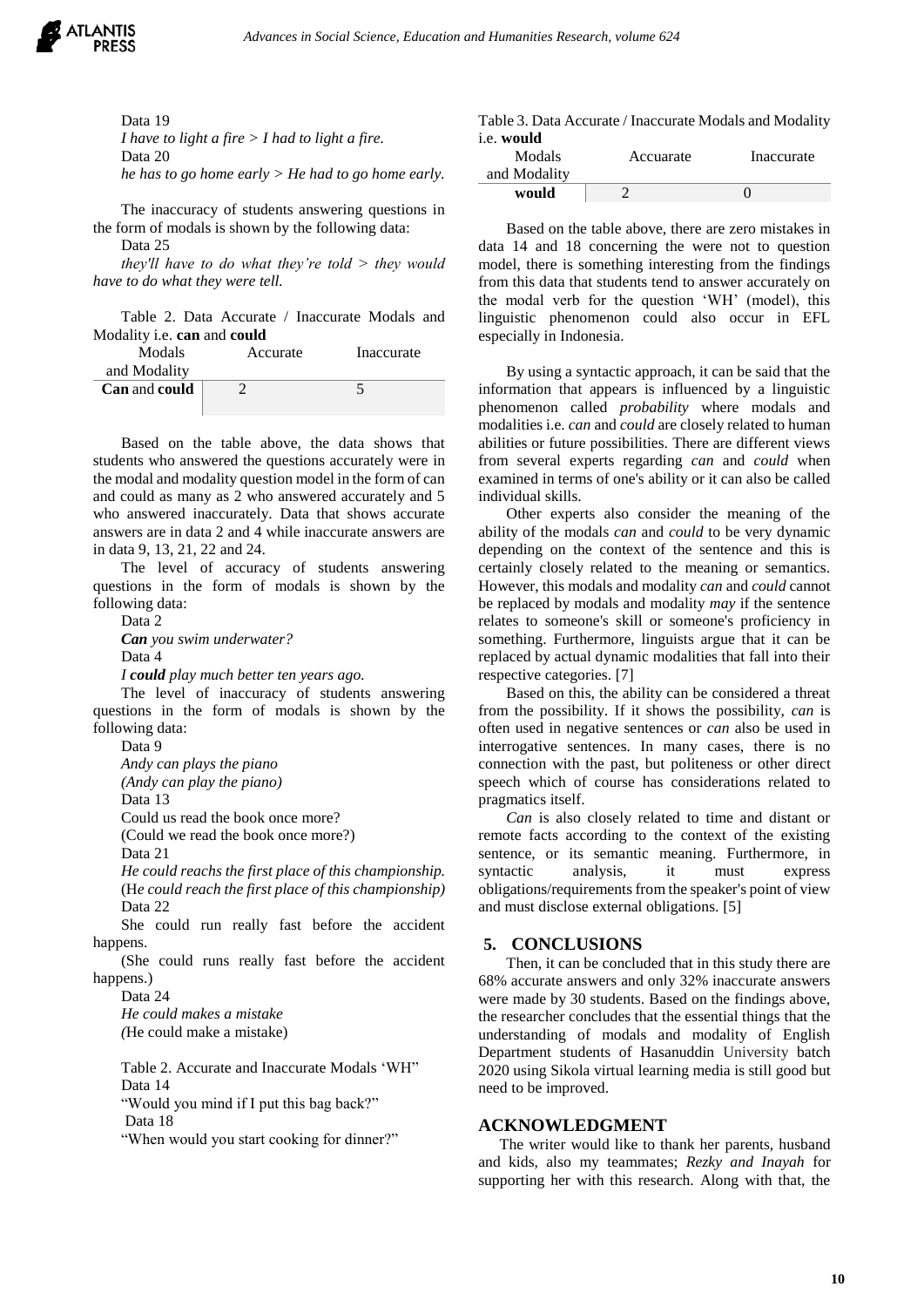Data 19

*I have to light a fire > I had to light a fire.*

Data 20

*he has to go home early > He had to go home early.*

The inaccuracy of students answering questions in the form of modals is shown by the following data:

Data 25

*they'll have to do what they're told > they would have to do what they were tell.*

Table 2. Data Accurate / Inaccurate Modals and Modality i.e. **can** and **could**

| Modals and Modality | Accurate | Inaccurate |
|---|---|---|
| **Can** and **could** | 2 | 5 |

Based on the table above, the data shows that students who answered the questions accurately were in the modal and modality question model in the form of can and could as many as 2 who answered accurately and 5 who answered inaccurately. Data that shows accurate answers are in data 2 and 4 while inaccurate answers are in data 9, 13, 21, 22 and 24.

The level of accuracy of students answering questions in the form of modals is shown by the following data:

Data 2

***Can*** *you swim underwater?*

Data 4

*I* ***could*** *play much better ten years ago.*

The level of inaccuracy of students answering questions in the form of modals is shown by the following data:

Data 9

*Andy can plays the piano*

*(Andy can play the piano)*

Data 13

Could us read the book once more?

(Could we read the book once more?)

Data 21

*He could reachs the first place of this championship.*

(H*e could reach the first place of this championship)*

Data 22

She could run really fast before the accident happens.

(She could runs really fast before the accident happens.)

Data 24

*He could makes a mistake*

*(*He could make a mistake)

Table 2. Accurate and Inaccurate Modals 'WH"

Data 14

"Would you mind if I put this bag back?"

Data 18

"When would you start cooking for dinner?"

Table 3. Data Accurate / Inaccurate Modals and Modality i.e. **would**

| Modals and Modality | Accuarate | Inaccurate |
|---|---|---|
| **would** | 2 | 0 |

Based on the table above, there are zero mistakes in data 14 and 18 concerning the were not to question model, there is something interesting from the findings from this data that students tend to answer accurately on the modal verb for the question 'WH' (model), this linguistic phenomenon could also occur in EFL especially in Indonesia.

By using a syntactic approach, it can be said that the information that appears is influenced by a linguistic phenomenon called *probability* where modals and modalities i.e. *can* and *could* are closely related to human abilities or future possibilities. There are different views from several experts regarding *can* and *could* when examined in terms of one's ability or it can also be called individual skills.

Other experts also consider the meaning of the ability of the modals *can* and *could* to be very dynamic depending on the context of the sentence and this is certainly closely related to the meaning or semantics. However, this modals and modality *can* and *could* cannot be replaced by modals and modality *may* if the sentence relates to someone's skill or someone's proficiency in something. Furthermore, linguists argue that it can be replaced by actual dynamic modalities that fall into their respective categories. [7]

Based on this, the ability can be considered a threat from the possibility. If it shows the possibility, *can* is often used in negative sentences or *can* also be used in interrogative sentences. In many cases, there is no connection with the past, but politeness or other direct speech which of course has considerations related to pragmatics itself.

*Can* is also closely related to time and distant or remote facts according to the context of the existing sentence, or its semantic meaning. Furthermore, in syntactic analysis, it must express obligations/requirements from the speaker's point of view and must disclose external obligations. [5]

## 5. CONCLUSIONS

Then, it can be concluded that in this study there are 68% accurate answers and only 32% inaccurate answers were made by 30 students. Based on the findings above, the researcher concludes that the essential things that the understanding of modals and modality of English Department students of Hasanuddin University batch 2020 using Sikola virtual learning media is still good but need to be improved.

## ACKNOWLEDGMENT

The writer would like to thank her parents, husband and kids, also my teammates; *Rezky and Inayah* for supporting her with this research. Along with that, the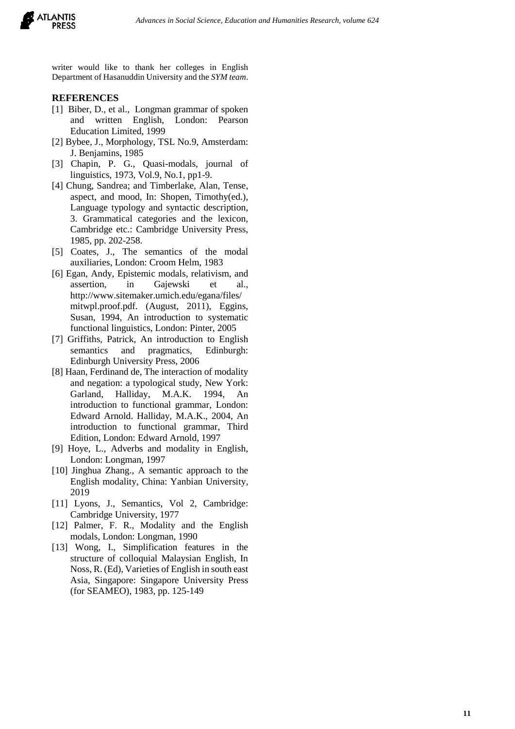writer would like to thank her colleges in English Department of Hasanuddin University and the *SYM team*.

## REFERENCES

[1] Biber, D., et al., Longman grammar of spoken and written English, London: Pearson Education Limited, 1999

[2] Bybee, J., Morphology, TSL No.9, Amsterdam: J. Benjamins, 1985

[3] Chapin, P. G., Quasi-modals, journal of linguistics, 1973, Vol.9, No.1, pp1-9.

[4] Chung, Sandrea; and Timberlake, Alan, Tense, aspect, and mood, In: Shopen, Timothy(ed.), Language typology and syntactic description, 3. Grammatical categories and the lexicon, Cambridge etc.: Cambridge University Press, 1985, pp. 202-258.

[5] Coates, J., The semantics of the modal auxiliaries, London: Croom Helm, 1983

[6] Egan, Andy, Epistemic modals, relativism, and assertion, in Gajewski et al., http://www.sitemaker.umich.edu/egana/files/ mitwpl.proof.pdf. (August, 2011), Eggins, Susan, 1994, An introduction to systematic functional linguistics, London: Pinter, 2005

[7] Griffiths, Patrick, An introduction to English semantics and pragmatics, Edinburgh: Edinburgh University Press, 2006

[8] Haan, Ferdinand de, The interaction of modality and negation: a typological study, New York: Garland, Halliday, M.A.K. 1994, An introduction to functional grammar, London: Edward Arnold. Halliday, M.A.K., 2004, An introduction to functional grammar, Third Edition, London: Edward Arnold, 1997

[9] Hoye, L., Adverbs and modality in English, London: Longman, 1997

[10] Jinghua Zhang., A semantic approach to the English modality, China: Yanbian University, 2019

[11] Lyons, J., Semantics, Vol 2, Cambridge: Cambridge University, 1977

[12] Palmer, F. R., Modality and the English modals, London: Longman, 1990

[13] Wong, I., Simplification features in the structure of colloquial Malaysian English, In Noss, R. (Ed), Varieties of English in south east Asia, Singapore: Singapore University Press (for SEAMEO), 1983, pp. 125-149